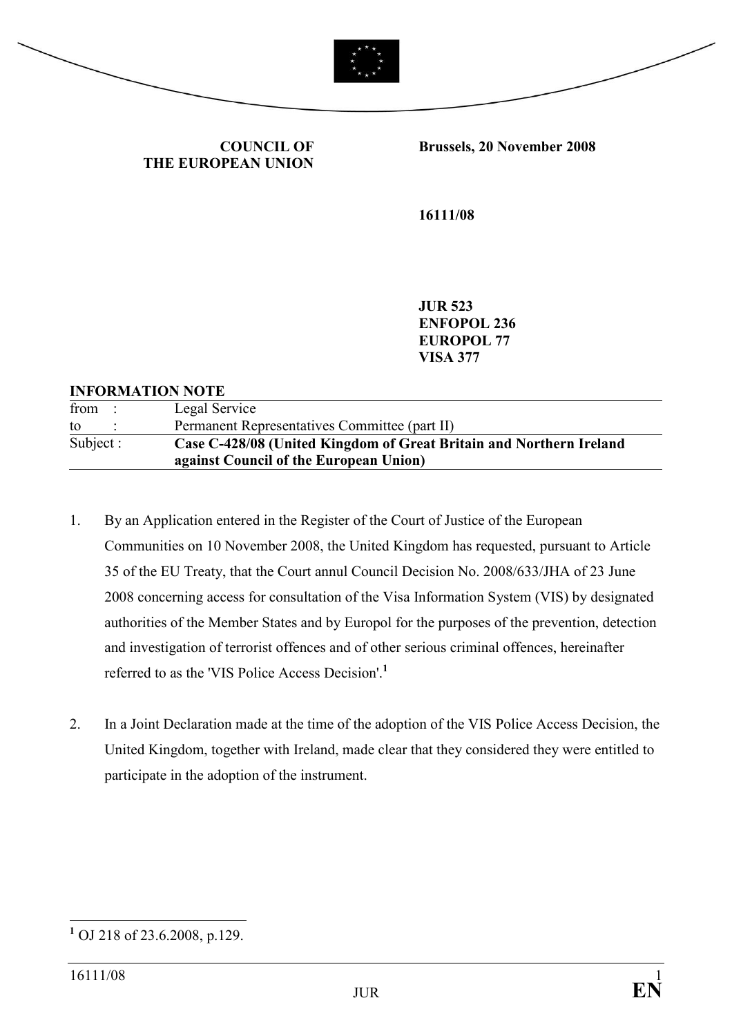**COUNCIL OF THE EUROPEAN UNION**

**Brussels, 20 November 2008**

**16111/08**

**JUR 523**
**ENFOPOL 236**
**EUROPOL 77**
**VISA 377**

**INFORMATION NOTE**

| | |
|---|---|
| from : | Legal Service |
| to : | Permanent Representatives Committee (part II) |
| Subject : | **Case C-428/08 (United Kingdom of Great Britain and Northern Ireland against Council of the European Union)** |

1. By an Application entered in the Register of the Court of Justice of the European Communities on 10 November 2008, the United Kingdom has requested, pursuant to Article 35 of the EU Treaty, that the Court annul Council Decision No. 2008/633/JHA of 23 June 2008 concerning access for consultation of the Visa Information System (VIS) by designated authorities of the Member States and by Europol for the purposes of the prevention, detection and investigation of terrorist offences and of other serious criminal offences, hereinafter referred to as the 'VIS Police Access Decision'.[1]

2. In a Joint Declaration made at the time of the adoption of the VIS Police Access Decision, the United Kingdom, together with Ireland, made clear that they considered they were entitled to participate in the adoption of the instrument.

---

[1] OJ 218 of 23.6.2008, p.129.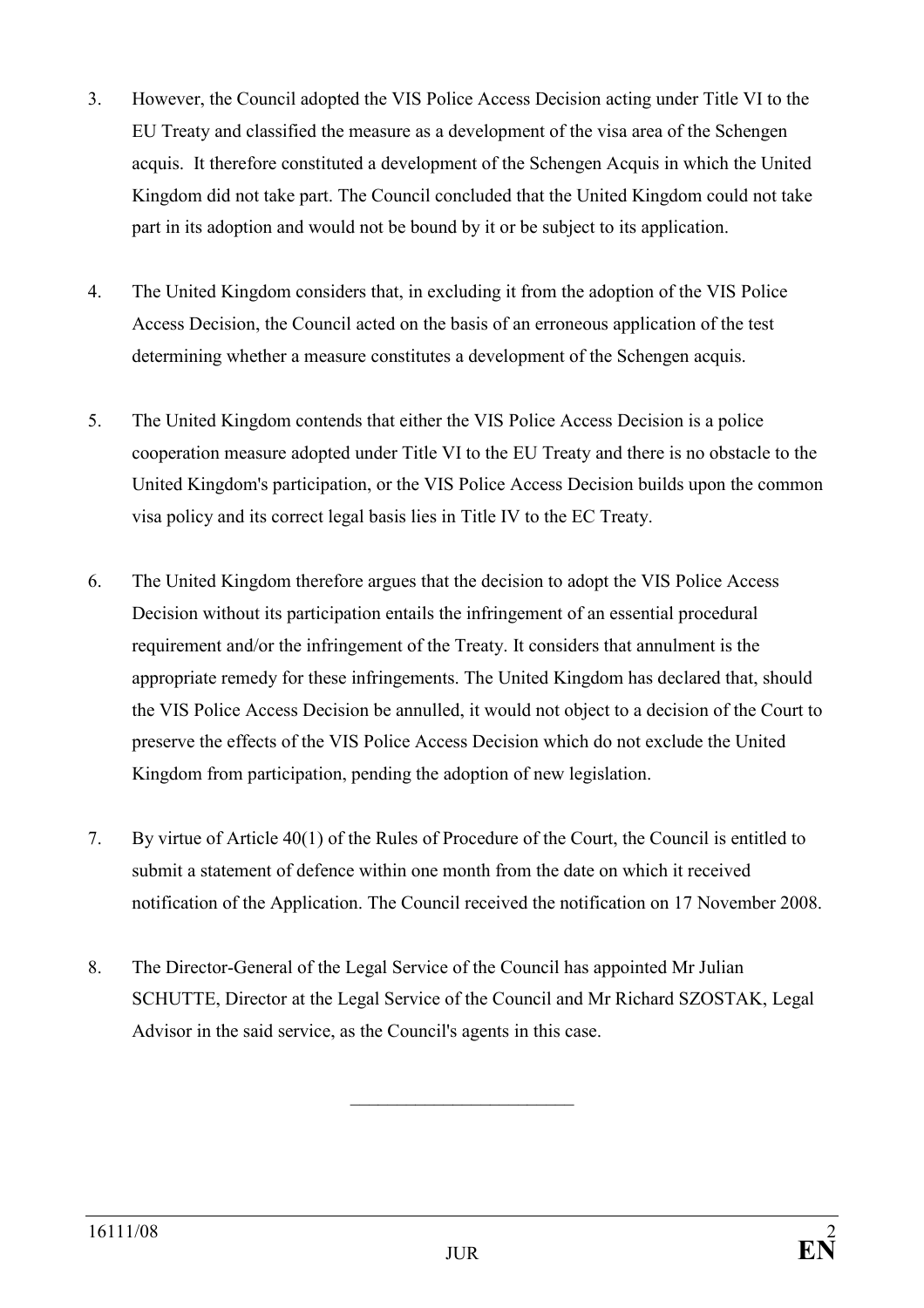3. However, the Council adopted the VIS Police Access Decision acting under Title VI to the EU Treaty and classified the measure as a development of the visa area of the Schengen acquis. It therefore constituted a development of the Schengen Acquis in which the United Kingdom did not take part. The Council concluded that the United Kingdom could not take part in its adoption and would not be bound by it or be subject to its application.

4. The United Kingdom considers that, in excluding it from the adoption of the VIS Police Access Decision, the Council acted on the basis of an erroneous application of the test determining whether a measure constitutes a development of the Schengen acquis.

5. The United Kingdom contends that either the VIS Police Access Decision is a police cooperation measure adopted under Title VI to the EU Treaty and there is no obstacle to the United Kingdom's participation, or the VIS Police Access Decision builds upon the common visa policy and its correct legal basis lies in Title IV to the EC Treaty.

6. The United Kingdom therefore argues that the decision to adopt the VIS Police Access Decision without its participation entails the infringement of an essential procedural requirement and/or the infringement of the Treaty. It considers that annulment is the appropriate remedy for these infringements. The United Kingdom has declared that, should the VIS Police Access Decision be annulled, it would not object to a decision of the Court to preserve the effects of the VIS Police Access Decision which do not exclude the United Kingdom from participation, pending the adoption of new legislation.

7. By virtue of Article 40(1) of the Rules of Procedure of the Court, the Council is entitled to submit a statement of defence within one month from the date on which it received notification of the Application. The Council received the notification on 17 November 2008.

8. The Director-General of the Legal Service of the Council has appointed Mr Julian SCHUTTE, Director at the Legal Service of the Council and Mr Richard SZOSTAK, Legal Advisor in the said service, as the Council's agents in this case.

________________________